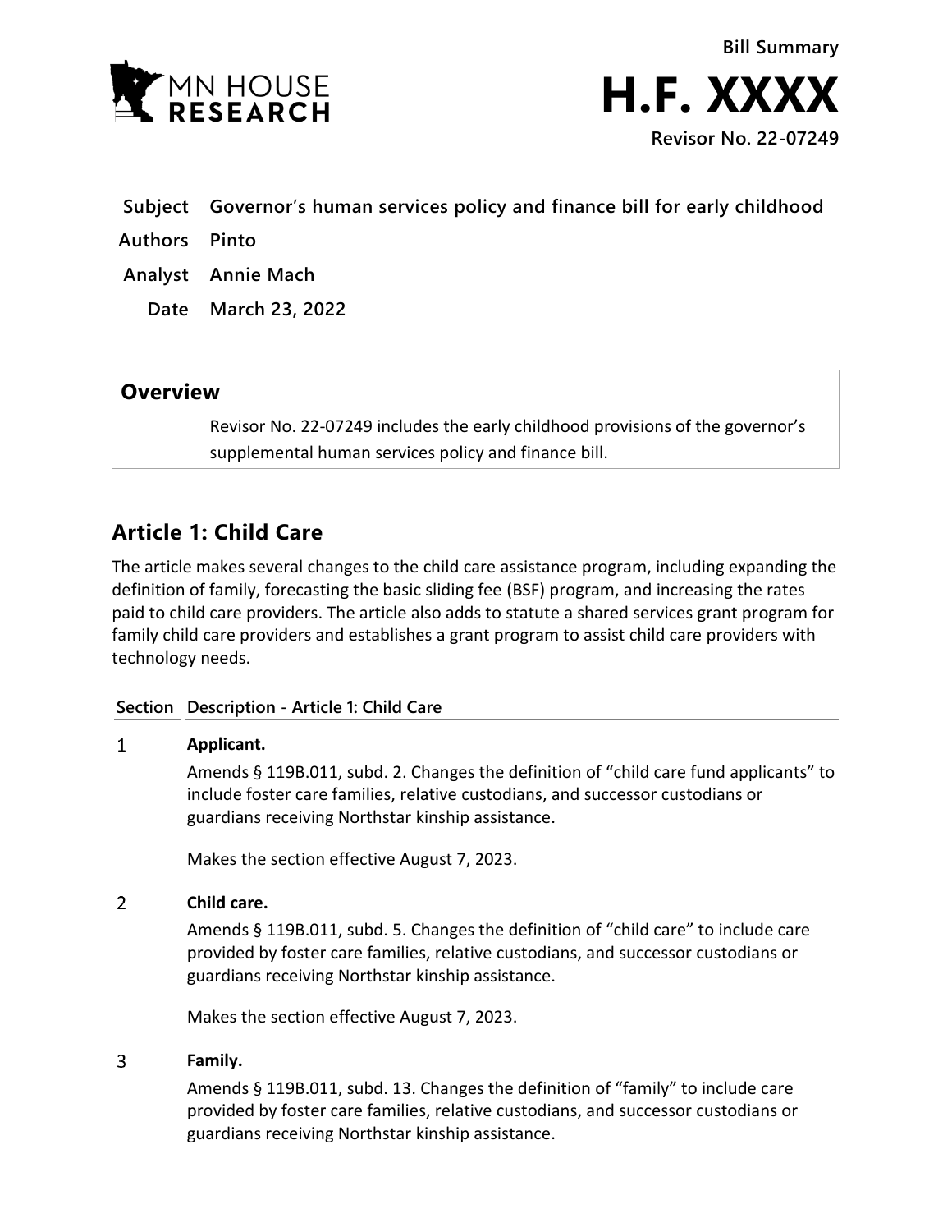Bill Summary

# H.F. XXXX

Revisor No. 22-07249

**Subject** Governor's human services policy and finance bill for early childhood

**Authors** Pinto

**Analyst** Annie Mach

**Date** March 23, 2022

## Overview

Revisor No. 22-07249 includes the early childhood provisions of the governor's supplemental human services policy and finance bill.

## Article 1: Child Care

The article makes several changes to the child care assistance program, including expanding the definition of family, forecasting the basic sliding fee (BSF) program, and increasing the rates paid to child care providers. The article also adds to statute a shared services grant program for family child care providers and establishes a grant program to assist child care providers with technology needs.

| Section | Description - Article 1: Child Care |
|---|---|
| 1 | **Applicant.**<br>Amends § 119B.011, subd. 2. Changes the definition of "child care fund applicants" to include foster care families, relative custodians, and successor custodians or guardians receiving Northstar kinship assistance.<br><br>Makes the section effective August 7, 2023. |
| 2 | **Child care.**<br>Amends § 119B.011, subd. 5. Changes the definition of "child care" to include care provided by foster care families, relative custodians, and successor custodians or guardians receiving Northstar kinship assistance.<br><br>Makes the section effective August 7, 2023. |
| 3 | **Family.**<br>Amends § 119B.011, subd. 13. Changes the definition of "family" to include care provided by foster care families, relative custodians, and successor custodians or guardians receiving Northstar kinship assistance. |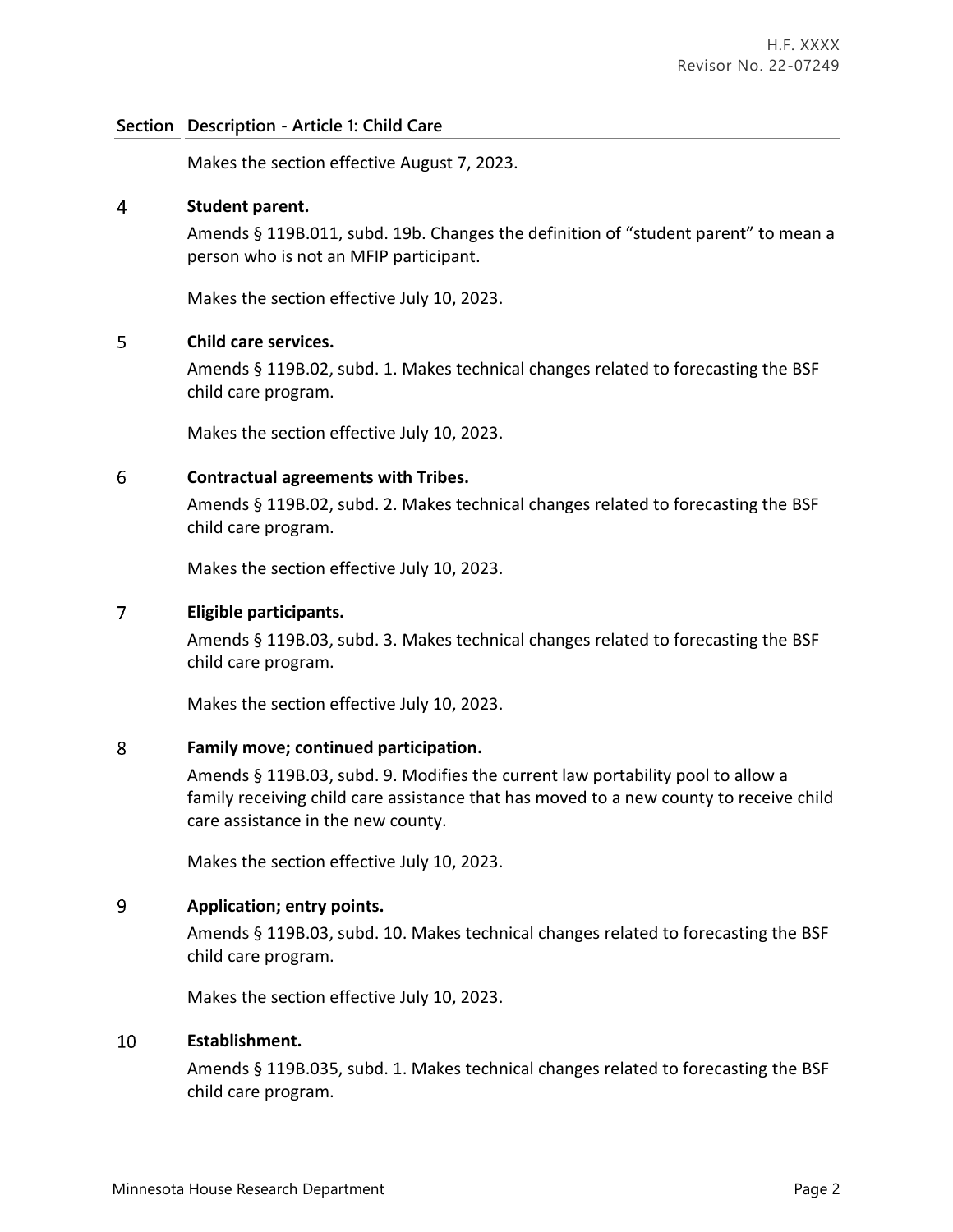| Section | Description - Article 1: Child Care |
|---|---|
| | Makes the section effective August 7, 2023. |
| 4 | **Student parent.**<br>Amends § 119B.011, subd. 19b. Changes the definition of "student parent" to mean a person who is not an MFIP participant.<br><br>Makes the section effective July 10, 2023. |
| 5 | **Child care services.**<br>Amends § 119B.02, subd. 1. Makes technical changes related to forecasting the BSF child care program.<br><br>Makes the section effective July 10, 2023. |
| 6 | **Contractual agreements with Tribes.**<br>Amends § 119B.02, subd. 2. Makes technical changes related to forecasting the BSF child care program.<br><br>Makes the section effective July 10, 2023. |
| 7 | **Eligible participants.**<br>Amends § 119B.03, subd. 3. Makes technical changes related to forecasting the BSF child care program.<br><br>Makes the section effective July 10, 2023. |
| 8 | **Family move; continued participation.**<br>Amends § 119B.03, subd. 9. Modifies the current law portability pool to allow a family receiving child care assistance that has moved to a new county to receive child care assistance in the new county.<br><br>Makes the section effective July 10, 2023. |
| 9 | **Application; entry points.**<br>Amends § 119B.03, subd. 10. Makes technical changes related to forecasting the BSF child care program.<br><br>Makes the section effective July 10, 2023. |
| 10 | **Establishment.**<br>Amends § 119B.035, subd. 1. Makes technical changes related to forecasting the BSF child care program. |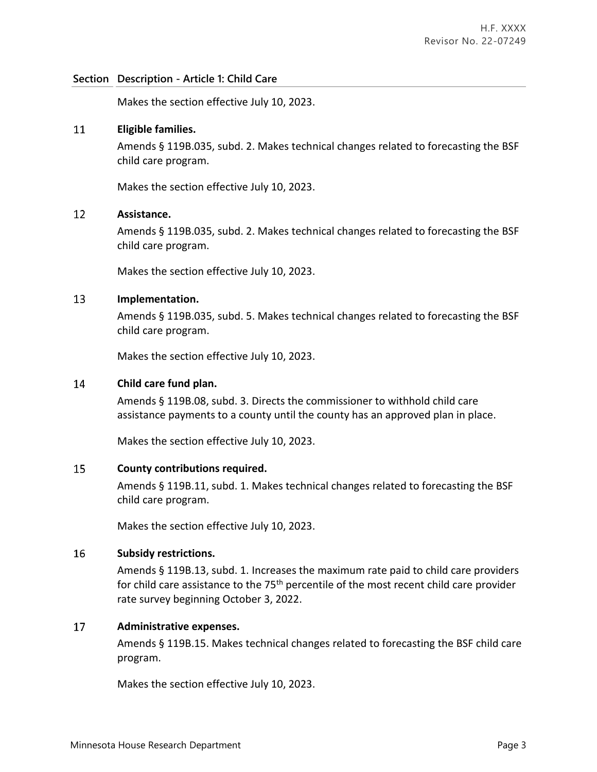| Section | Description - Article 1: Child Care |
|---|---|
| | Makes the section effective July 10, 2023. |
| 11 | **Eligible families.**<br>Amends § 119B.035, subd. 2. Makes technical changes related to forecasting the BSF child care program.<br><br>Makes the section effective July 10, 2023. |
| 12 | **Assistance.**<br>Amends § 119B.035, subd. 2. Makes technical changes related to forecasting the BSF child care program.<br><br>Makes the section effective July 10, 2023. |
| 13 | **Implementation.**<br>Amends § 119B.035, subd. 5. Makes technical changes related to forecasting the BSF child care program.<br><br>Makes the section effective July 10, 2023. |
| 14 | **Child care fund plan.**<br>Amends § 119B.08, subd. 3. Directs the commissioner to withhold child care assistance payments to a county until the county has an approved plan in place.<br><br>Makes the section effective July 10, 2023. |
| 15 | **County contributions required.**<br>Amends § 119B.11, subd. 1. Makes technical changes related to forecasting the BSF child care program.<br><br>Makes the section effective July 10, 2023. |
| 16 | **Subsidy restrictions.**<br>Amends § 119B.13, subd. 1. Increases the maximum rate paid to child care providers for child care assistance to the 75th percentile of the most recent child care provider rate survey beginning October 3, 2022. |
| 17 | **Administrative expenses.**<br>Amends § 119B.15. Makes technical changes related to forecasting the BSF child care program.<br><br>Makes the section effective July 10, 2023. |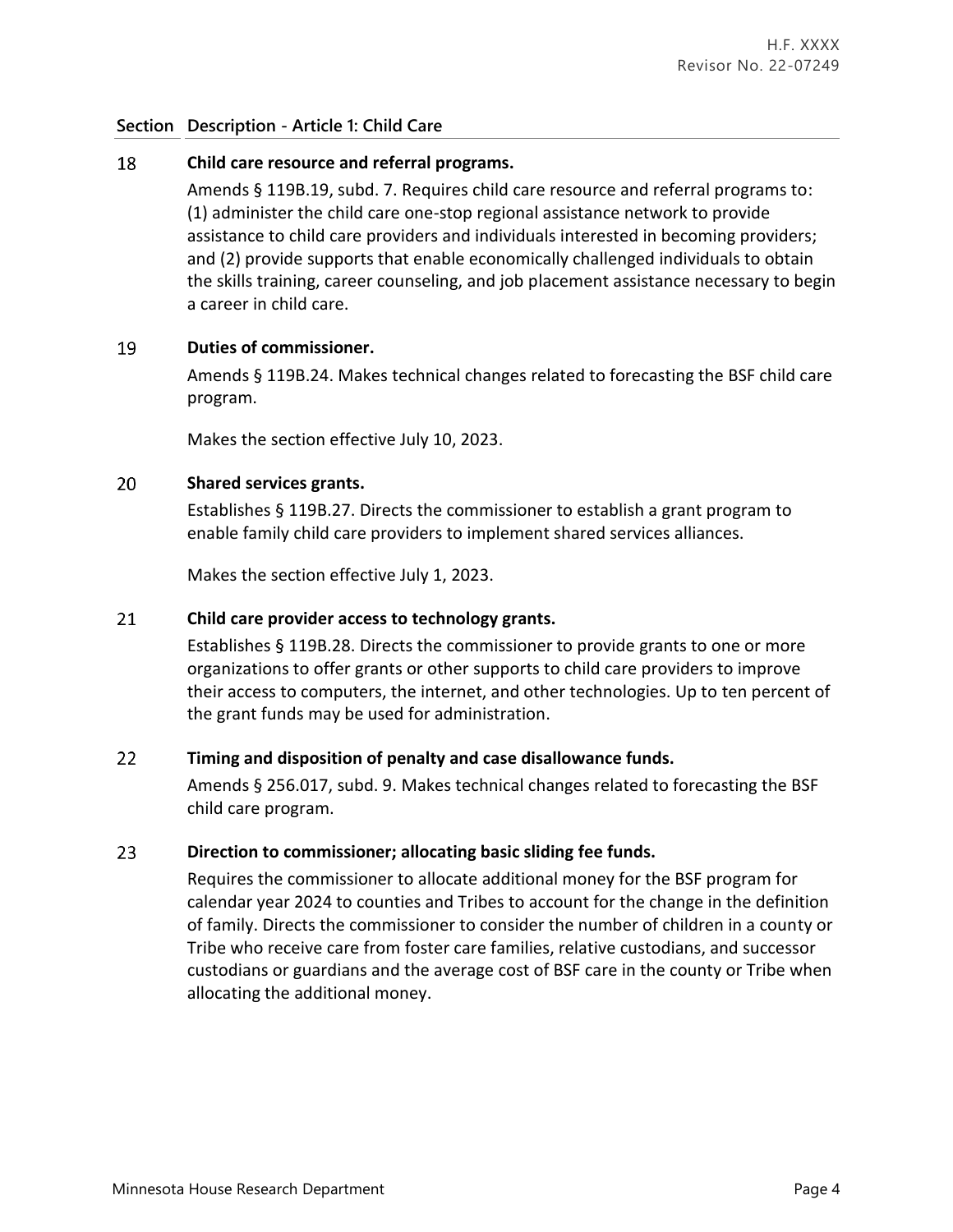| Section | Description - Article 1: Child Care |
|---|---|

**18 Child care resource and referral programs.**

Amends § 119B.19, subd. 7. Requires child care resource and referral programs to: (1) administer the child care one-stop regional assistance network to provide assistance to child care providers and individuals interested in becoming providers; and (2) provide supports that enable economically challenged individuals to obtain the skills training, career counseling, and job placement assistance necessary to begin a career in child care.

**19 Duties of commissioner.**

Amends § 119B.24. Makes technical changes related to forecasting the BSF child care program.

Makes the section effective July 10, 2023.

**20 Shared services grants.**

Establishes § 119B.27. Directs the commissioner to establish a grant program to enable family child care providers to implement shared services alliances.

Makes the section effective July 1, 2023.

**21 Child care provider access to technology grants.**

Establishes § 119B.28. Directs the commissioner to provide grants to one or more organizations to offer grants or other supports to child care providers to improve their access to computers, the internet, and other technologies. Up to ten percent of the grant funds may be used for administration.

**22 Timing and disposition of penalty and case disallowance funds.**

Amends § 256.017, subd. 9. Makes technical changes related to forecasting the BSF child care program.

**23 Direction to commissioner; allocating basic sliding fee funds.**

Requires the commissioner to allocate additional money for the BSF program for calendar year 2024 to counties and Tribes to account for the change in the definition of family. Directs the commissioner to consider the number of children in a county or Tribe who receive care from foster care families, relative custodians, and successor custodians or guardians and the average cost of BSF care in the county or Tribe when allocating the additional money.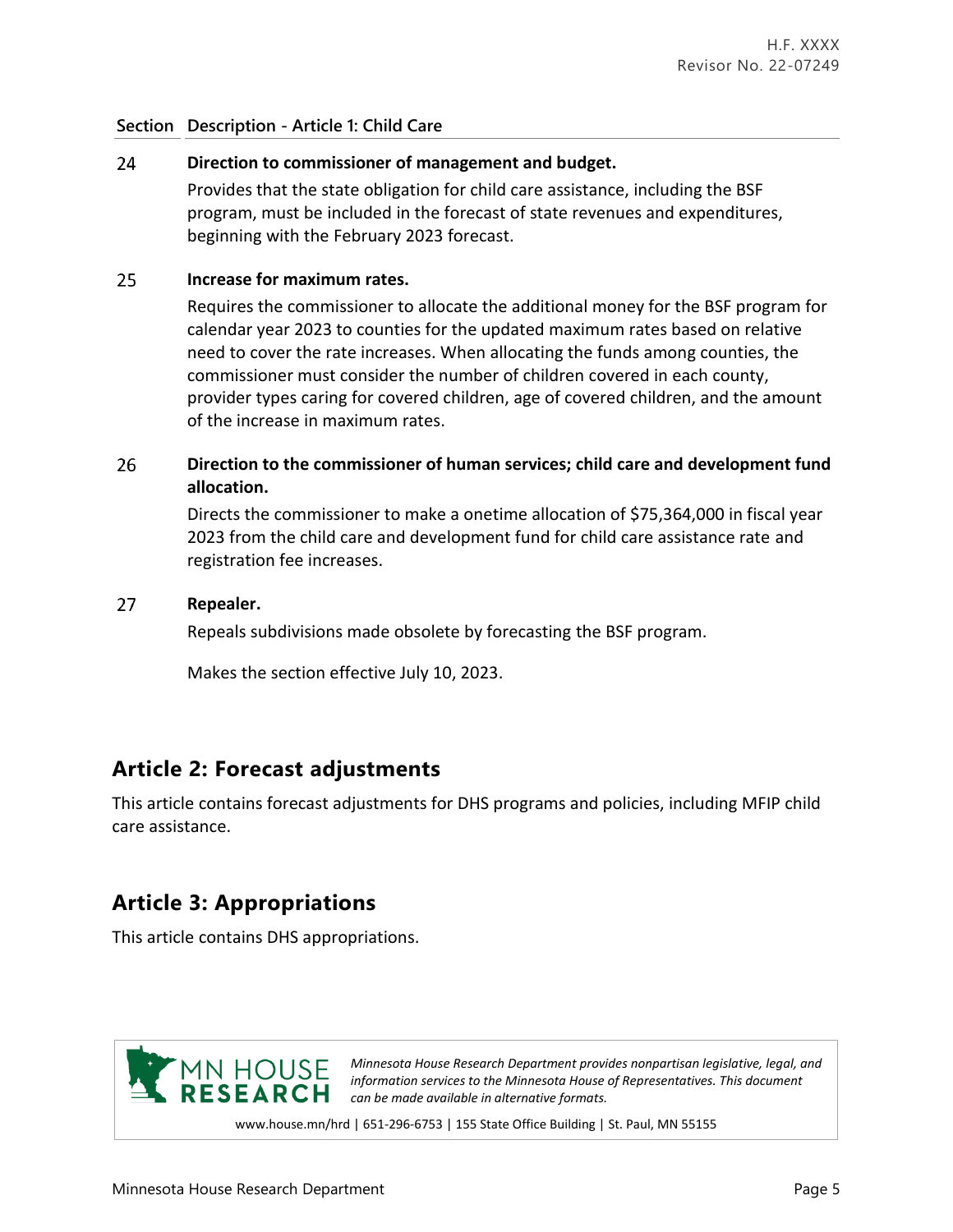| Section | Description - Article 1: Child Care |
|---|---|
| 24 | **Direction to commissioner of management and budget.** Provides that the state obligation for child care assistance, including the BSF program, must be included in the forecast of state revenues and expenditures, beginning with the February 2023 forecast. |
| 25 | **Increase for maximum rates.** Requires the commissioner to allocate the additional money for the BSF program for calendar year 2023 to counties for the updated maximum rates based on relative need to cover the rate increases. When allocating the funds among counties, the commissioner must consider the number of children covered in each county, provider types caring for covered children, age of covered children, and the amount of the increase in maximum rates. |
| 26 | **Direction to the commissioner of human services; child care and development fund allocation.** Directs the commissioner to make a onetime allocation of $75,364,000 in fiscal year 2023 from the child care and development fund for child care assistance rate and registration fee increases. |
| 27 | **Repealer.** Repeals subdivisions made obsolete by forecasting the BSF program. Makes the section effective July 10, 2023. |

## Article 2: Forecast adjustments

This article contains forecast adjustments for DHS programs and policies, including MFIP child care assistance.

## Article 3: Appropriations

This article contains DHS appropriations.

MN HOUSE RESEARCH

*Minnesota House Research Department provides nonpartisan legislative, legal, and information services to the Minnesota House of Representatives. This document can be made available in alternative formats.*

www.house.mn/hrd | 651-296-6753 | 155 State Office Building | St. Paul, MN 55155